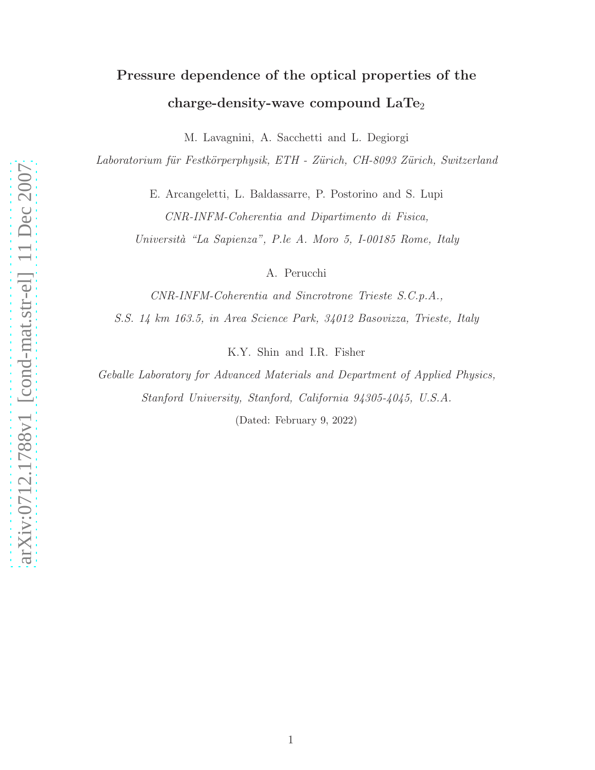# Pressure dependence of the optical properties of the charge-density-wave compound $LaTe_2$

M. Lavagnini, A. Sacchetti and L. Degiorgi

*Laboratorium für Festkörperphysik, ETH - Zürich, CH-8093 Zürich, Switzerland*

E. Arcangeletti, L. Baldassarre, P. Postorino and S. Lupi

*CNR-INFM-Coherentia and Dipartimento di Fisica,*

*Università "La Sapienza", P.le A. Moro 5, I-00185 Rome, Italy*

A. Perucchi

*CNR-INFM-Coherentia and Sincrotrone Trieste S.C.p.A.,*

*S.S. 14 km 163.5, in Area Science Park, 34012 Basovizza, Trieste, Italy*

K.Y. Shin and I.R. Fisher

*Geballe Laboratory for Advanced Materials and Department of Applied Physics,*

*Stanford University, Stanford, California 94305-4045, U.S.A.*

(Dated: February 9, 2022)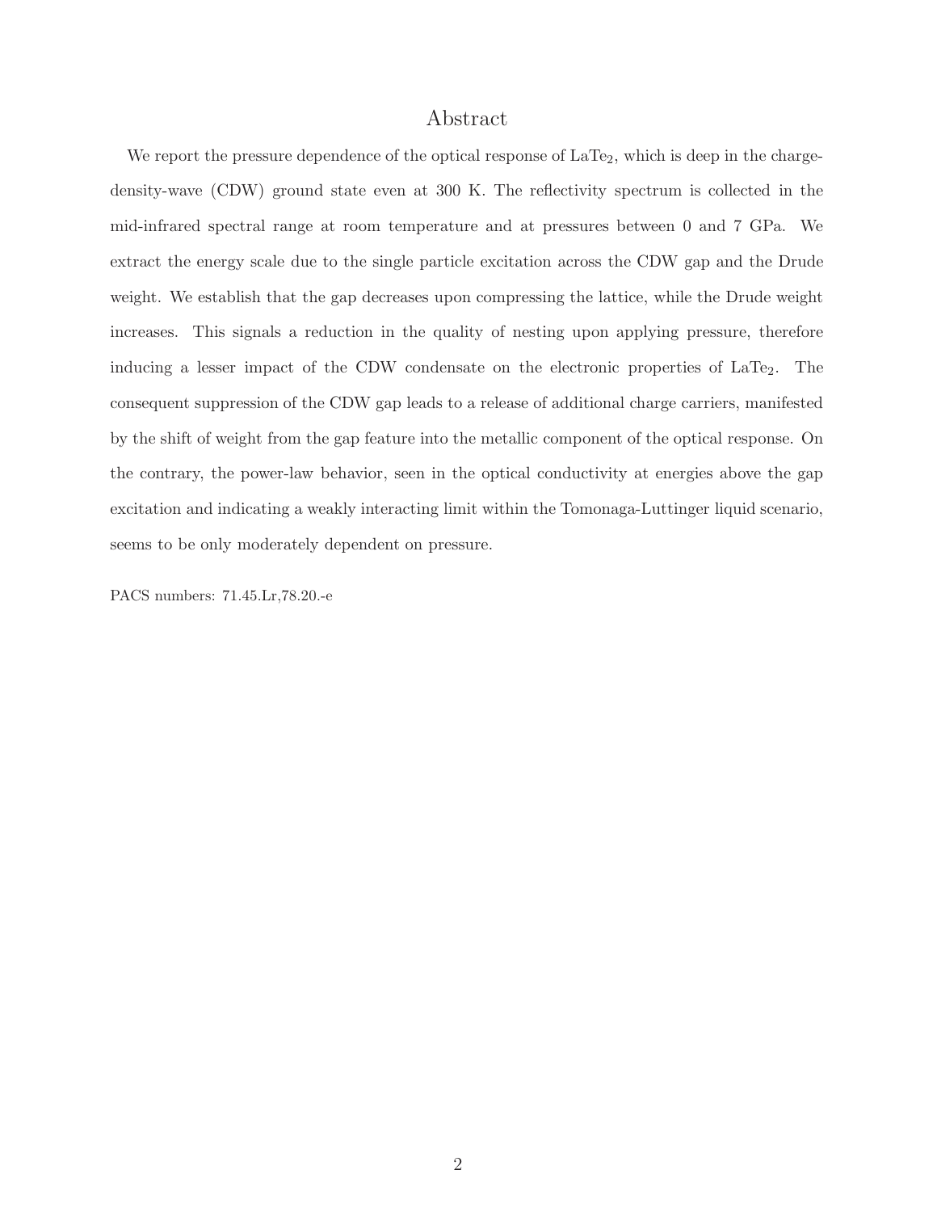# Abstract

We report the pressure dependence of the optical response of $LaTe_2$, which is deep in the charge-density-wave (CDW) ground state even at 300 K. The reflectivity spectrum is collected in the mid-infrared spectral range at room temperature and at pressures between 0 and 7 GPa. We extract the energy scale due to the single particle excitation across the CDW gap and the Drude weight. We establish that the gap decreases upon compressing the lattice, while the Drude weight increases. This signals a reduction in the quality of nesting upon applying pressure, therefore inducing a lesser impact of the CDW condensate on the electronic properties of $LaTe_2$. The consequent suppression of the CDW gap leads to a release of additional charge carriers, manifested by the shift of weight from the gap feature into the metallic component of the optical response. On the contrary, the power-law behavior, seen in the optical conductivity at energies above the gap excitation and indicating a weakly interacting limit within the Tomonaga-Luttinger liquid scenario, seems to be only moderately dependent on pressure.

PACS numbers: 71.45.Lr,78.20.-e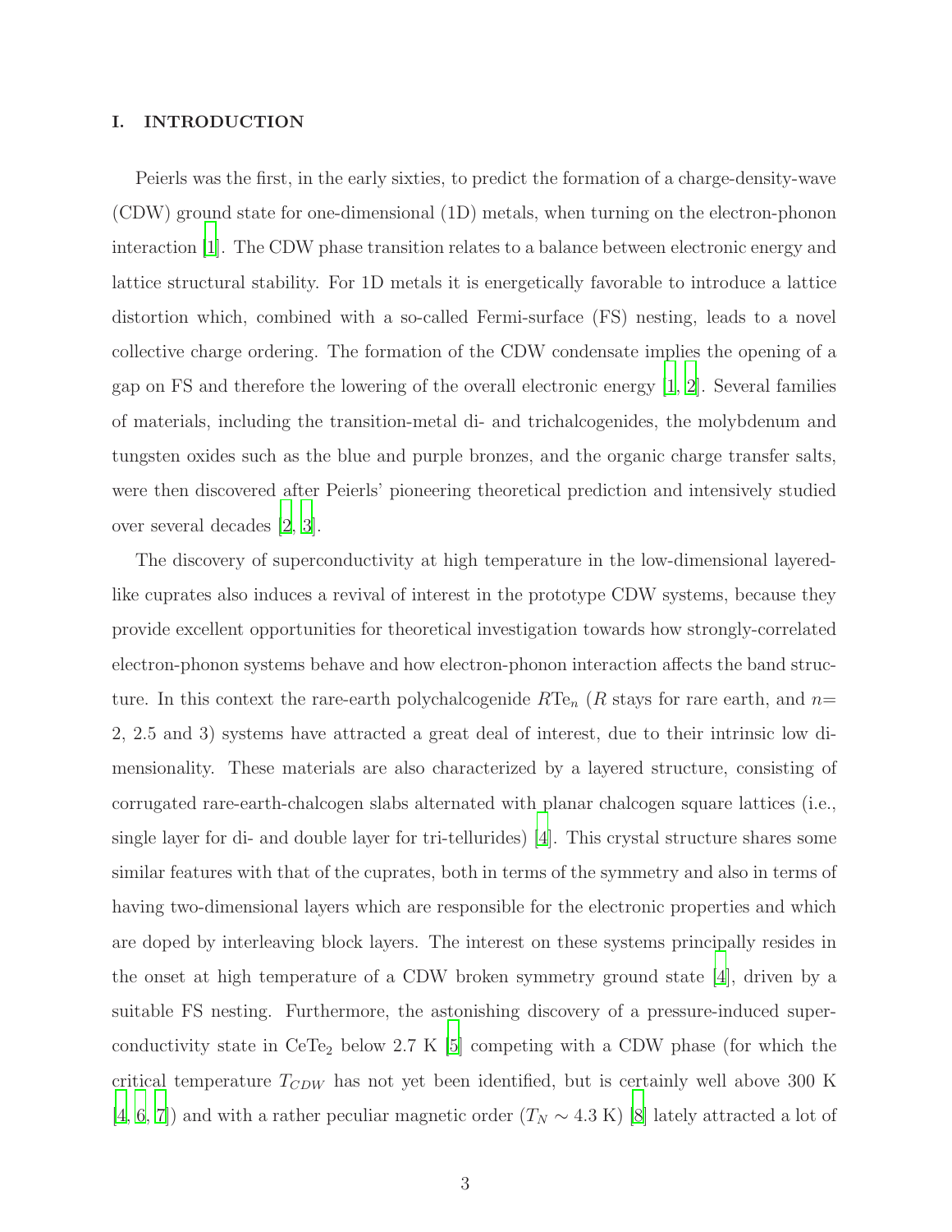## I. INTRODUCTION

Peierls was the first, in the early sixties, to predict the formation of a charge-density-wave (CDW) ground state for one-dimensional (1D) metals, when turning on the electron-phonon interaction [1]. The CDW phase transition relates to a balance between electronic energy and lattice structural stability. For 1D metals it is energetically favorable to introduce a lattice distortion which, combined with a so-called Fermi-surface (FS) nesting, leads to a novel collective charge ordering. The formation of the CDW condensate implies the opening of a gap on FS and therefore the lowering of the overall electronic energy [1, 2]. Several families of materials, including the transition-metal di- and trichalcogenides, the molybdenum and tungsten oxides such as the blue and purple bronzes, and the organic charge transfer salts, were then discovered after Peierls' pioneering theoretical prediction and intensively studied over several decades [2, 3].

The discovery of superconductivity at high temperature in the low-dimensional layered-like cuprates also induces a revival of interest in the prototype CDW systems, because they provide excellent opportunities for theoretical investigation towards how strongly-correlated electron-phonon systems behave and how electron-phonon interaction affects the band structure. In this context the rare-earth polychalcogenide $R\text{Te}_n$ ($R$ stays for rare earth, and $n$= 2, 2.5 and 3) systems have attracted a great deal of interest, due to their intrinsic low dimensionality. These materials are also characterized by a layered structure, consisting of corrugated rare-earth-chalcogen slabs alternated with planar chalcogen square lattices (i.e., single layer for di- and double layer for tri-tellurides) [4]. This crystal structure shares some similar features with that of the cuprates, both in terms of the symmetry and also in terms of having two-dimensional layers which are responsible for the electronic properties and which are doped by interleaving block layers. The interest on these systems principally resides in the onset at high temperature of a CDW broken symmetry ground state [4], driven by a suitable FS nesting. Furthermore, the astonishing discovery of a pressure-induced superconductivity state in $\text{CeTe}_2$ below 2.7 K [5] competing with a CDW phase (for which the critical temperature $T_{CDW}$ has not yet been identified, but is certainly well above 300 K [4, 6, 7]) and with a rather peculiar magnetic order ($T_N \sim 4.3$ K) [8] lately attracted a lot of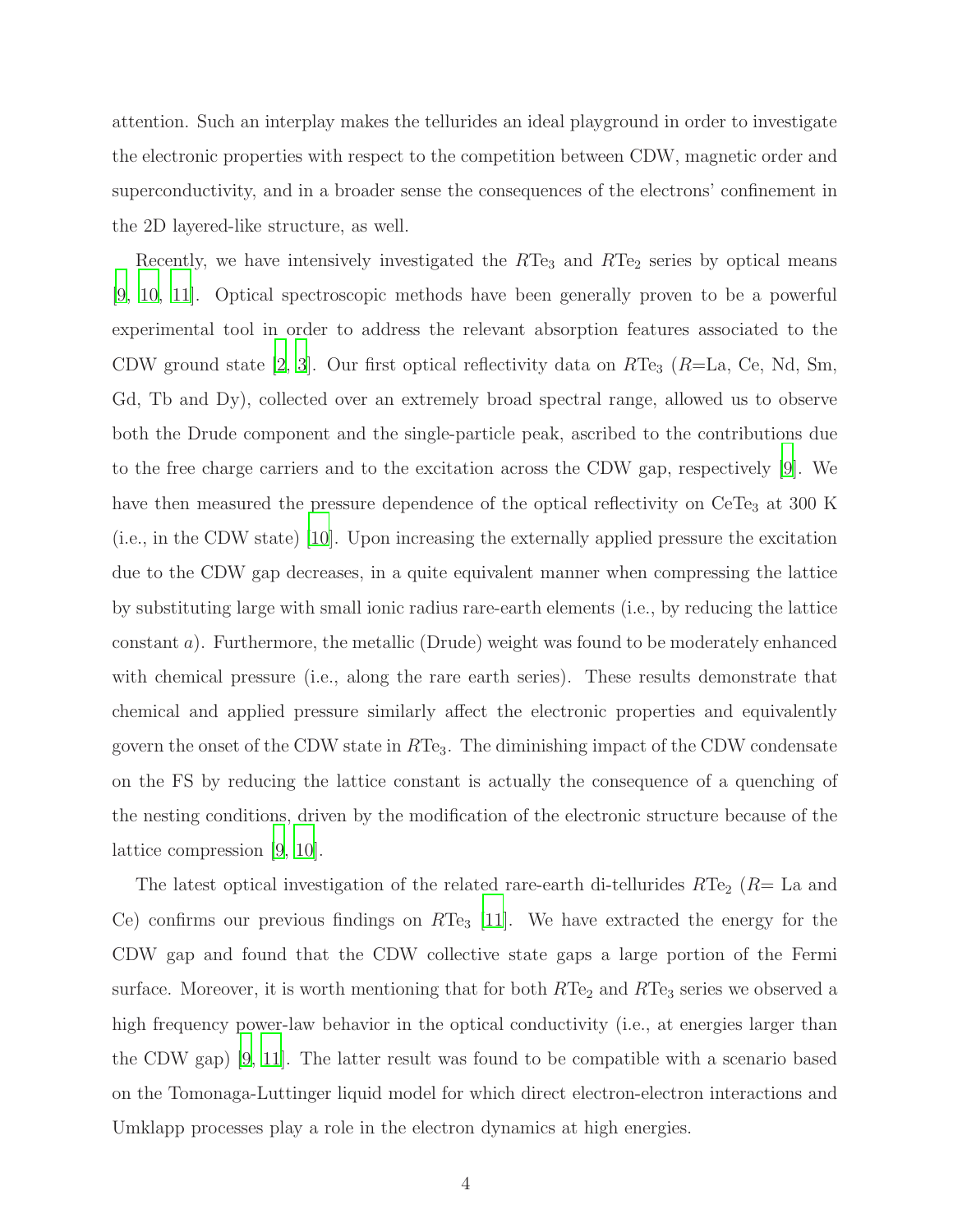attention. Such an interplay makes the tellurides an ideal playground in order to investigate the electronic properties with respect to the competition between CDW, magnetic order and superconductivity, and in a broader sense the consequences of the electrons' confinement in the 2D layered-like structure, as well.

Recently, we have intensively investigated the $R\mathrm{Te}_3$ and $R\mathrm{Te}_2$ series by optical means [9, 10, 11]. Optical spectroscopic methods have been generally proven to be a powerful experimental tool in order to address the relevant absorption features associated to the CDW ground state [2, 3]. Our first optical reflectivity data on $R\mathrm{Te}_3$ ($R$=La, Ce, Nd, Sm, Gd, Tb and Dy), collected over an extremely broad spectral range, allowed us to observe both the Drude component and the single-particle peak, ascribed to the contributions due to the free charge carriers and to the excitation across the CDW gap, respectively [9]. We have then measured the pressure dependence of the optical reflectivity on $\mathrm{CeTe}_3$ at 300 K (i.e., in the CDW state) [10]. Upon increasing the externally applied pressure the excitation due to the CDW gap decreases, in a quite equivalent manner when compressing the lattice by substituting large with small ionic radius rare-earth elements (i.e., by reducing the lattice constant $a$). Furthermore, the metallic (Drude) weight was found to be moderately enhanced with chemical pressure (i.e., along the rare earth series). These results demonstrate that chemical and applied pressure similarly affect the electronic properties and equivalently govern the onset of the CDW state in $R\mathrm{Te}_3$. The diminishing impact of the CDW condensate on the FS by reducing the lattice constant is actually the consequence of a quenching of the nesting conditions, driven by the modification of the electronic structure because of the lattice compression [9, 10].

The latest optical investigation of the related rare-earth di-tellurides $R\mathrm{Te}_2$ ($R$= La and Ce) confirms our previous findings on $R\mathrm{Te}_3$ [11]. We have extracted the energy for the CDW gap and found that the CDW collective state gaps a large portion of the Fermi surface. Moreover, it is worth mentioning that for both $R\mathrm{Te}_2$ and $R\mathrm{Te}_3$ series we observed a high frequency power-law behavior in the optical conductivity (i.e., at energies larger than the CDW gap) [9, 11]. The latter result was found to be compatible with a scenario based on the Tomonaga-Luttinger liquid model for which direct electron-electron interactions and Umklapp processes play a role in the electron dynamics at high energies.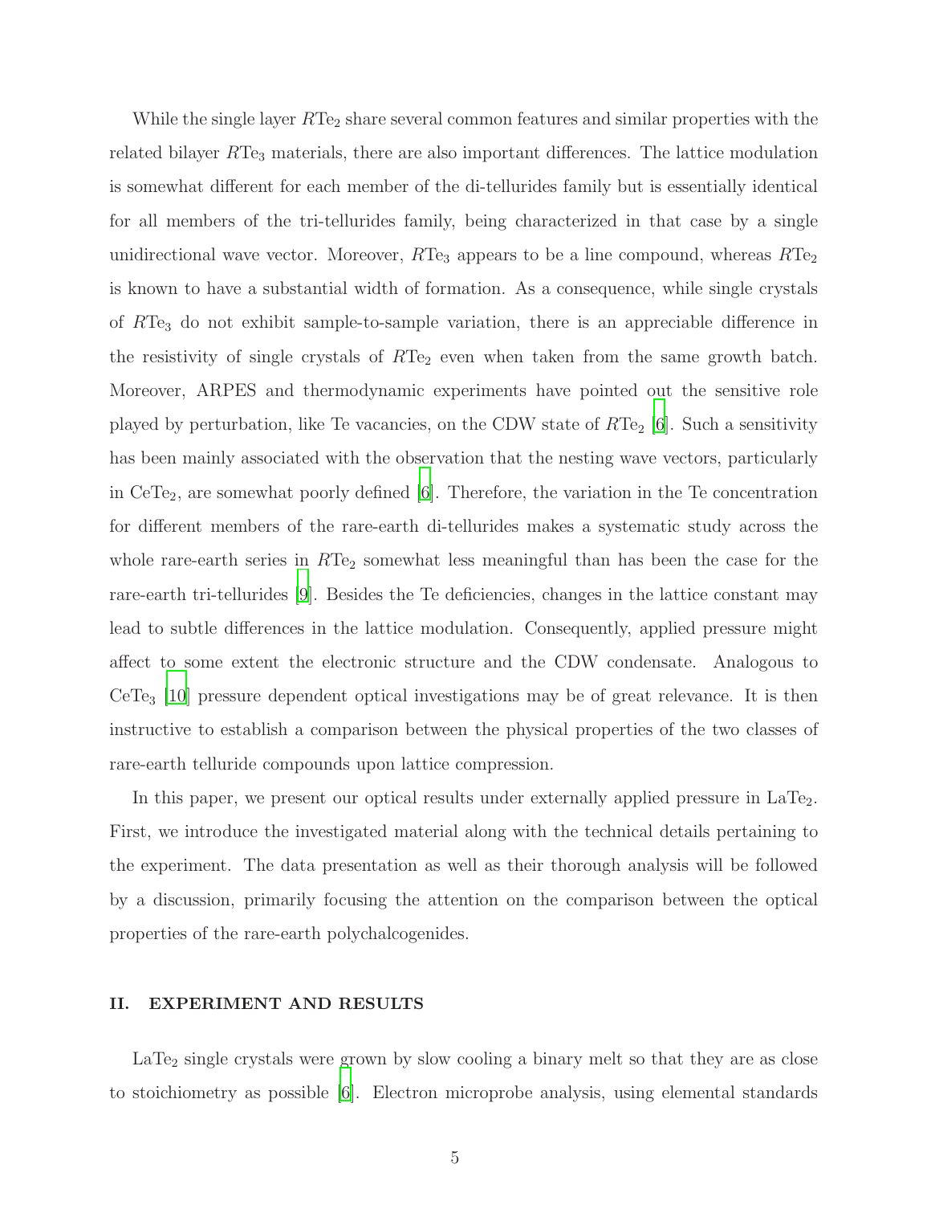While the single layer $R\text{Te}_2$ share several common features and similar properties with the related bilayer $R\text{Te}_3$ materials, there are also important differences. The lattice modulation is somewhat different for each member of the di-tellurides family but is essentially identical for all members of the tri-tellurides family, being characterized in that case by a single unidirectional wave vector. Moreover, $R\text{Te}_3$ appears to be a line compound, whereas $R\text{Te}_2$ is known to have a substantial width of formation. As a consequence, while single crystals of $R\text{Te}_3$ do not exhibit sample-to-sample variation, there is an appreciable difference in the resistivity of single crystals of $R\text{Te}_2$ even when taken from the same growth batch. Moreover, ARPES and thermodynamic experiments have pointed out the sensitive role played by perturbation, like Te vacancies, on the CDW state of $R\text{Te}_2$ [6]. Such a sensitivity has been mainly associated with the observation that the nesting wave vectors, particularly in $\text{CeTe}_2$, are somewhat poorly defined [6]. Therefore, the variation in the Te concentration for different members of the rare-earth di-tellurides makes a systematic study across the whole rare-earth series in $R\text{Te}_2$ somewhat less meaningful than has been the case for the rare-earth tri-tellurides [9]. Besides the Te deficiencies, changes in the lattice constant may lead to subtle differences in the lattice modulation. Consequently, applied pressure might affect to some extent the electronic structure and the CDW condensate. Analogous to $\text{CeTe}_3$ [10] pressure dependent optical investigations may be of great relevance. It is then instructive to establish a comparison between the physical properties of the two classes of rare-earth telluride compounds upon lattice compression.

In this paper, we present our optical results under externally applied pressure in $\text{LaTe}_2$. First, we introduce the investigated material along with the technical details pertaining to the experiment. The data presentation as well as their thorough analysis will be followed by a discussion, primarily focusing the attention on the comparison between the optical properties of the rare-earth polychalcogenides.

## II. EXPERIMENT AND RESULTS

$\text{LaTe}_2$ single crystals were grown by slow cooling a binary melt so that they are as close to stoichiometry as possible [6]. Electron microprobe analysis, using elemental standards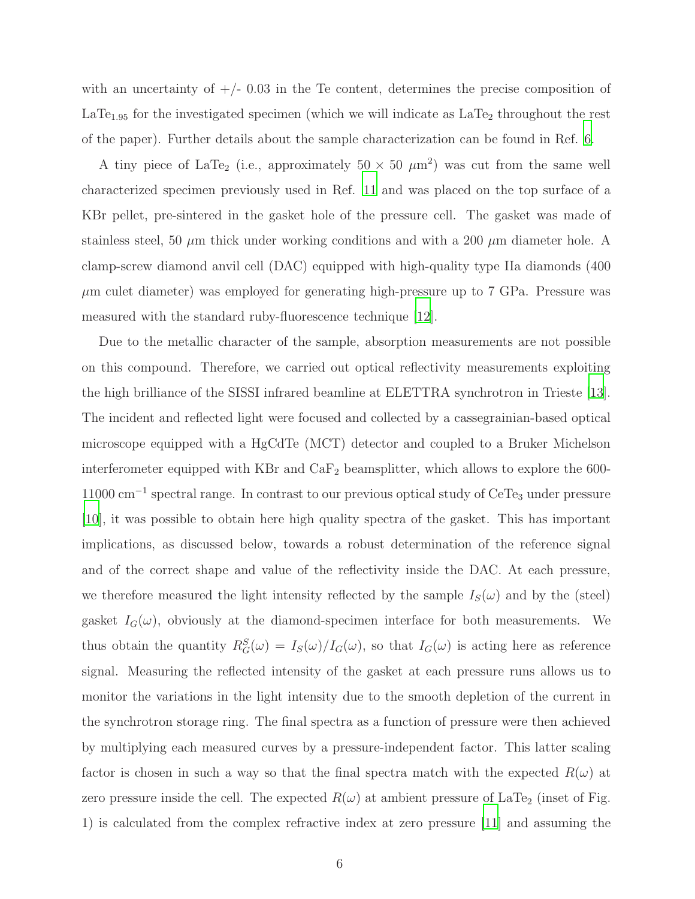with an uncertainty of +/- 0.03 in the Te content, determines the precise composition of $LaTe_{1.95}$ for the investigated specimen (which we will indicate as $LaTe_2$ throughout the rest of the paper). Further details about the sample characterization can be found in Ref. [6].

A tiny piece of $LaTe_2$ (i.e., approximately 50 × 50 $\mu m^2$) was cut from the same well characterized specimen previously used in Ref. [11] and was placed on the top surface of a KBr pellet, pre-sintered in the gasket hole of the pressure cell. The gasket was made of stainless steel, 50 $\mu$m thick under working conditions and with a 200 $\mu$m diameter hole. A clamp-screw diamond anvil cell (DAC) equipped with high-quality type IIa diamonds (400 $\mu$m culet diameter) was employed for generating high-pressure up to 7 GPa. Pressure was measured with the standard ruby-fluorescence technique [12].

Due to the metallic character of the sample, absorption measurements are not possible on this compound. Therefore, we carried out optical reflectivity measurements exploiting the high brilliance of the SISSI infrared beamline at ELETTRA synchrotron in Trieste [13]. The incident and reflected light were focused and collected by a cassegrainian-based optical microscope equipped with a HgCdTe (MCT) detector and coupled to a Bruker Michelson interferometer equipped with KBr and $CaF_2$ beamsplitter, which allows to explore the 600-11000 $cm^{-1}$ spectral range. In contrast to our previous optical study of $CeTe_3$ under pressure [10], it was possible to obtain here high quality spectra of the gasket. This has important implications, as discussed below, towards a robust determination of the reference signal and of the correct shape and value of the reflectivity inside the DAC. At each pressure, we therefore measured the light intensity reflected by the sample $I_S(\omega)$ and by the (steel) gasket $I_G(\omega)$, obviously at the diamond-specimen interface for both measurements. We thus obtain the quantity $R_G^S(\omega) = I_S(\omega)/I_G(\omega)$, so that $I_G(\omega)$ is acting here as reference signal. Measuring the reflected intensity of the gasket at each pressure runs allows us to monitor the variations in the light intensity due to the smooth depletion of the current in the synchrotron storage ring. The final spectra as a function of pressure were then achieved by multiplying each measured curves by a pressure-independent factor. This latter scaling factor is chosen in such a way so that the final spectra match with the expected $R(\omega)$ at zero pressure inside the cell. The expected $R(\omega)$ at ambient pressure of $LaTe_2$ (inset of Fig. 1) is calculated from the complex refractive index at zero pressure [11] and assuming the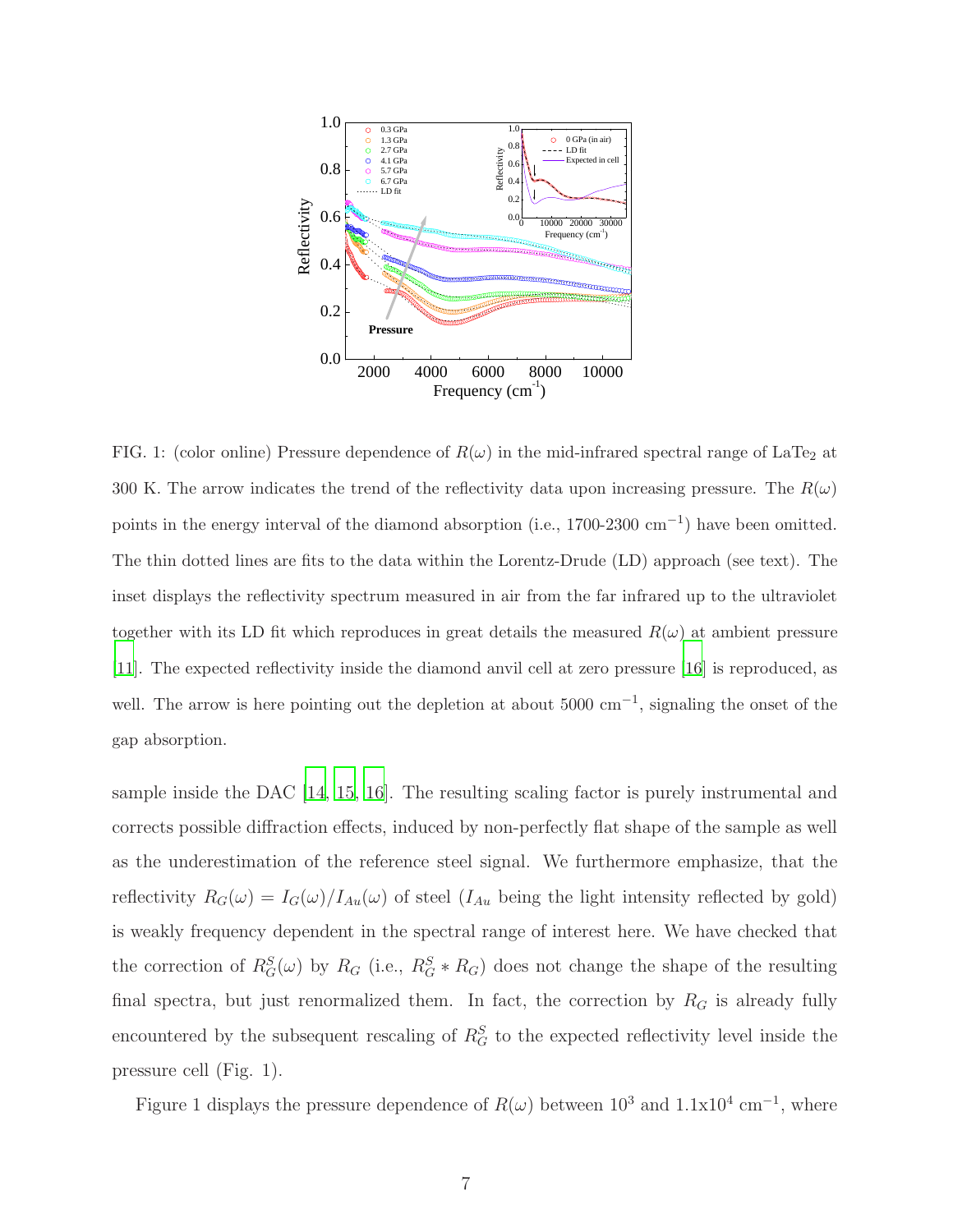FIG. 1: (color online) Pressure dependence of $R(\omega)$ in the mid-infrared spectral range of $LaTe_2$ at 300 K. The arrow indicates the trend of the reflectivity data upon increasing pressure. The $R(\omega)$ points in the energy interval of the diamond absorption (i.e., 1700-2300 $cm^{-1}$) have been omitted. The thin dotted lines are fits to the data within the Lorentz-Drude (LD) approach (see text). The inset displays the reflectivity spectrum measured in air from the far infrared up to the ultraviolet together with its LD fit which reproduces in great details the measured $R(\omega)$ at ambient pressure [11]. The expected reflectivity inside the diamond anvil cell at zero pressure [16] is reproduced, as well. The arrow is here pointing out the depletion at about 5000 $cm^{-1}$, signaling the onset of the gap absorption.

sample inside the DAC [14, 15, 16]. The resulting scaling factor is purely instrumental and corrects possible diffraction effects, induced by non-perfectly flat shape of the sample as well as the underestimation of the reference steel signal. We furthermore emphasize, that the reflectivity $R_G(\omega) = I_G(\omega)/I_{Au}(\omega)$ of steel ($I_{Au}$ being the light intensity reflected by gold) is weakly frequency dependent in the spectral range of interest here. We have checked that the correction of $R_G^S(\omega)$ by $R_G$ (i.e., $R_G^S * R_G$) does not change the shape of the resulting final spectra, but just renormalized them. In fact, the correction by $R_G$ is already fully encountered by the subsequent rescaling of $R_G^S$ to the expected reflectivity level inside the pressure cell (Fig. 1).

Figure 1 displays the pressure dependence of $R(\omega)$ between $10^3$ and 1.1x$10^4$ $cm^{-1}$, where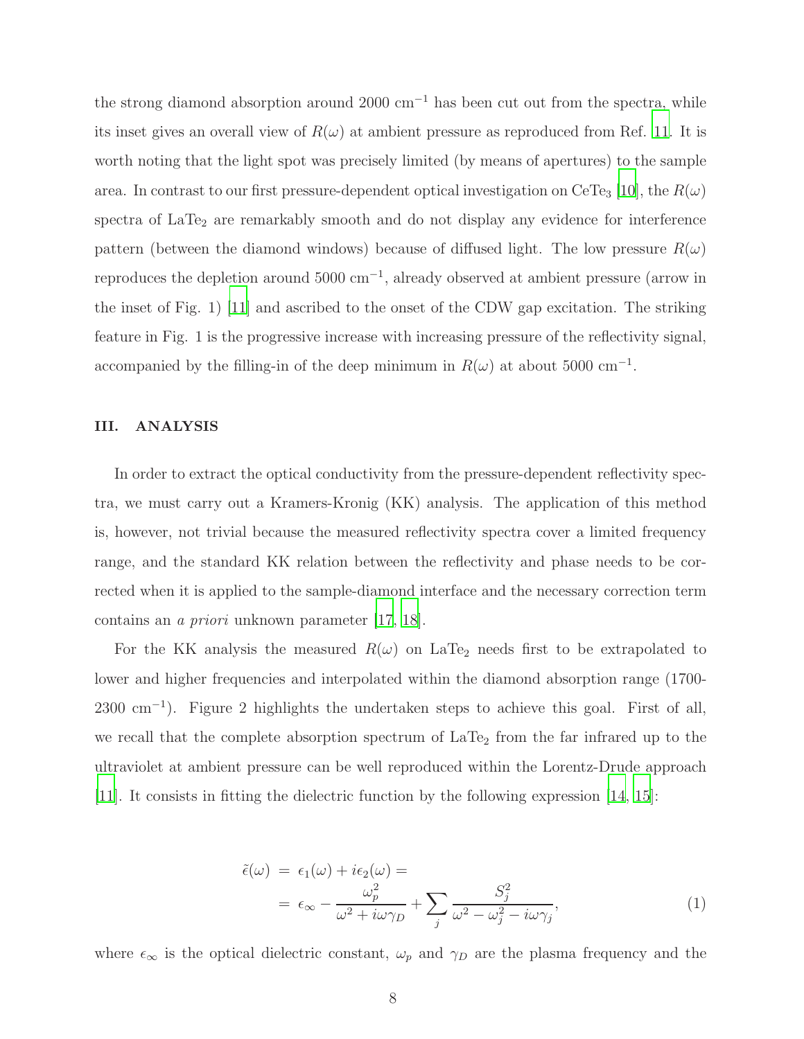the strong diamond absorption around 2000 cm$^{-1}$ has been cut out from the spectra, while its inset gives an overall view of $R(\omega)$ at ambient pressure as reproduced from Ref. [11]. It is worth noting that the light spot was precisely limited (by means of apertures) to the sample area. In contrast to our first pressure-dependent optical investigation on $CeTe_3$ [10], the $R(\omega)$ spectra of $LaTe_2$ are remarkably smooth and do not display any evidence for interference pattern (between the diamond windows) because of diffused light. The low pressure $R(\omega)$ reproduces the depletion around 5000 cm$^{-1}$, already observed at ambient pressure (arrow in the inset of Fig. 1) [11] and ascribed to the onset of the CDW gap excitation. The striking feature in Fig. 1 is the progressive increase with increasing pressure of the reflectivity signal, accompanied by the filling-in of the deep minimum in $R(\omega)$ at about 5000 cm$^{-1}$.

## III. ANALYSIS

In order to extract the optical conductivity from the pressure-dependent reflectivity spectra, we must carry out a Kramers-Kronig (KK) analysis. The application of this method is, however, not trivial because the measured reflectivity spectra cover a limited frequency range, and the standard KK relation between the reflectivity and phase needs to be corrected when it is applied to the sample-diamond interface and the necessary correction term contains an *a priori* unknown parameter [17, 18].

For the KK analysis the measured $R(\omega)$ on $LaTe_2$ needs first to be extrapolated to lower and higher frequencies and interpolated within the diamond absorption range (1700-2300 cm$^{-1}$). Figure 2 highlights the undertaken steps to achieve this goal. First of all, we recall that the complete absorption spectrum of $LaTe_2$ from the far infrared up to the ultraviolet at ambient pressure can be well reproduced within the Lorentz-Drude approach [11]. It consists in fitting the dielectric function by the following expression [14, 15]:

$$
\begin{aligned}
\tilde{\epsilon}(\omega) &= \epsilon_1(\omega) + i\epsilon_2(\omega) = \\
&= \epsilon_\infty - \frac{\omega_p^2}{\omega^2 + i\omega\gamma_D} + \sum_j \frac{S_j^2}{\omega^2 - \omega_j^2 - i\omega\gamma_j},
\end{aligned}
\tag{1}
$$

where $\epsilon_\infty$ is the optical dielectric constant, $\omega_p$ and $\gamma_D$ are the plasma frequency and the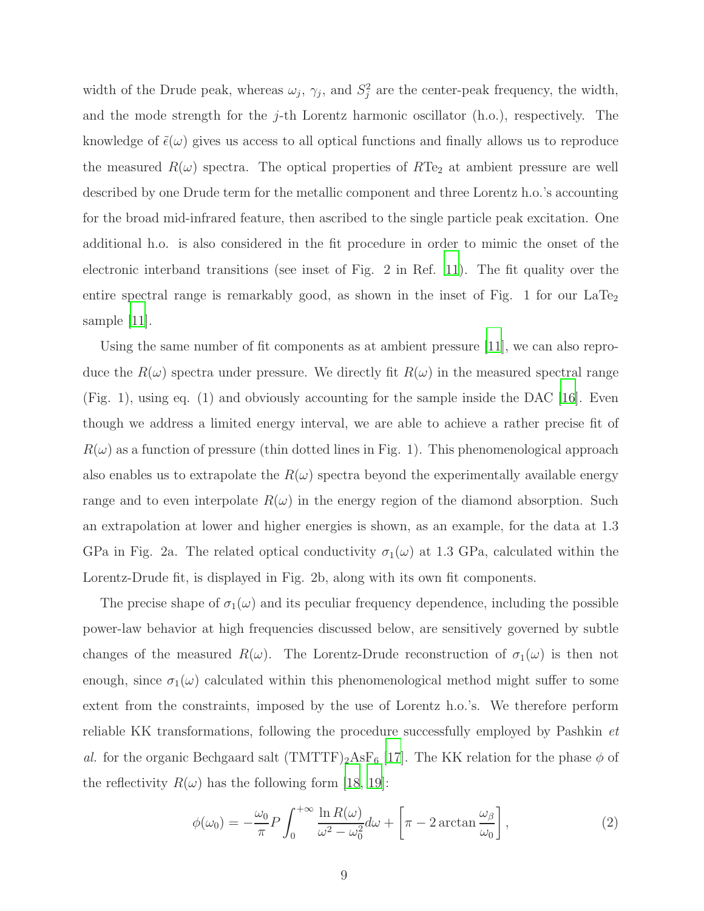width of the Drude peak, whereas $\omega_j$, $\gamma_j$, and $S_j^2$ are the center-peak frequency, the width, and the mode strength for the $j$-th Lorentz harmonic oscillator (h.o.), respectively. The knowledge of $\tilde{\epsilon}(\omega)$ gives us access to all optical functions and finally allows us to reproduce the measured $R(\omega)$ spectra. The optical properties of $R\mathrm{Te}_2$ at ambient pressure are well described by one Drude term for the metallic component and three Lorentz h.o.'s accounting for the broad mid-infrared feature, then ascribed to the single particle peak excitation. One additional h.o. is also considered in the fit procedure in order to mimic the onset of the electronic interband transitions (see inset of Fig. 2 in Ref. [11]). The fit quality over the entire spectral range is remarkably good, as shown in the inset of Fig. 1 for our $\mathrm{LaTe}_2$ sample [11].

Using the same number of fit components as at ambient pressure [11], we can also reproduce the $R(\omega)$ spectra under pressure. We directly fit $R(\omega)$ in the measured spectral range (Fig. 1), using eq. (1) and obviously accounting for the sample inside the DAC [16]. Even though we address a limited energy interval, we are able to achieve a rather precise fit of $R(\omega)$ as a function of pressure (thin dotted lines in Fig. 1). This phenomenological approach also enables us to extrapolate the $R(\omega)$ spectra beyond the experimentally available energy range and to even interpolate $R(\omega)$ in the energy region of the diamond absorption. Such an extrapolation at lower and higher energies is shown, as an example, for the data at 1.3 GPa in Fig. 2a. The related optical conductivity $\sigma_1(\omega)$ at 1.3 GPa, calculated within the Lorentz-Drude fit, is displayed in Fig. 2b, along with its own fit components.

The precise shape of $\sigma_1(\omega)$ and its peculiar frequency dependence, including the possible power-law behavior at high frequencies discussed below, are sensitively governed by subtle changes of the measured $R(\omega)$. The Lorentz-Drude reconstruction of $\sigma_1(\omega)$ is then not enough, since $\sigma_1(\omega)$ calculated within this phenomenological method might suffer to some extent from the constraints, imposed by the use of Lorentz h.o.'s. We therefore perform reliable KK transformations, following the procedure successfully employed by Pashkin *et al.* for the organic Bechgaard salt $(\mathrm{TMTTF})_2\mathrm{AsF}_6$ [17]. The KK relation for the phase $\phi$ of the reflectivity $R(\omega)$ has the following form [18, 19]:

$$\phi(\omega_0) = -\frac{\omega_0}{\pi} P \int_0^{+\infty} \frac{\ln R(\omega)}{\omega^2 - \omega_0^2} d\omega + \left[\pi - 2\arctan\frac{\omega_\beta}{\omega_0}\right], \tag{2}$$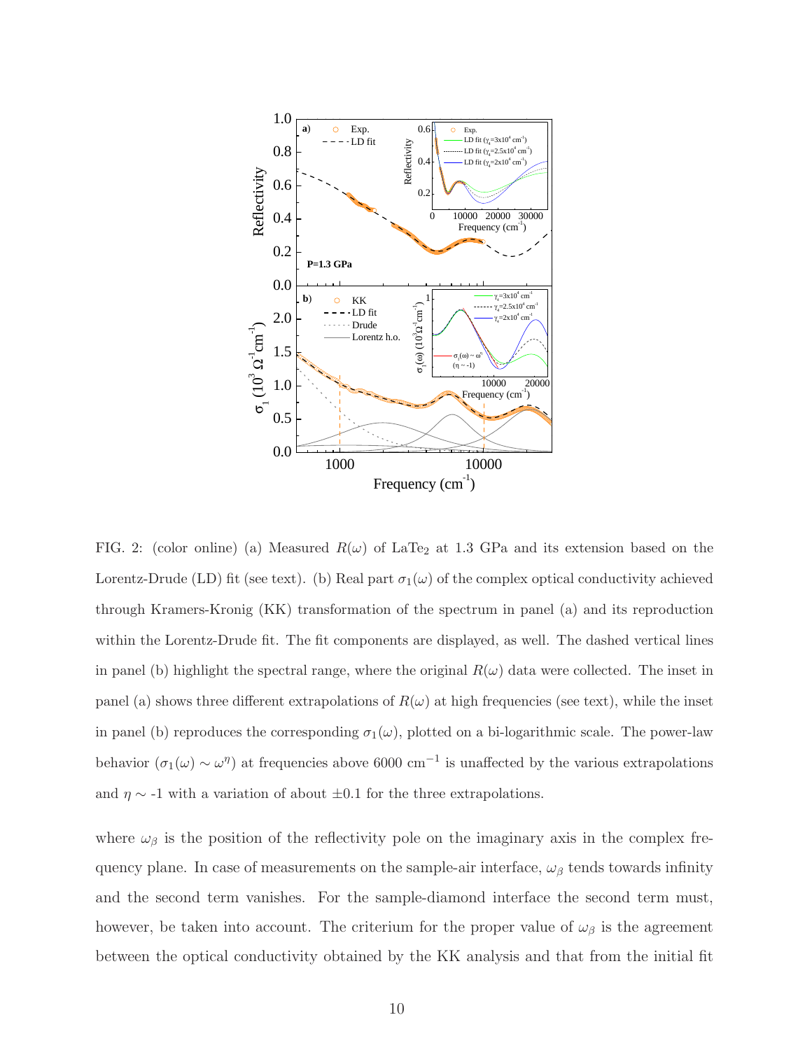FIG. 2: (color online) (a) Measured $R(\omega)$ of $LaTe_2$ at 1.3 GPa and its extension based on the Lorentz-Drude (LD) fit (see text). (b) Real part $\sigma_1(\omega)$ of the complex optical conductivity achieved through Kramers-Kronig (KK) transformation of the spectrum in panel (a) and its reproduction within the Lorentz-Drude fit. The fit components are displayed, as well. The dashed vertical lines in panel (b) highlight the spectral range, where the original $R(\omega)$ data were collected. The inset in panel (a) shows three different extrapolations of $R(\omega)$ at high frequencies (see text), while the inset in panel (b) reproduces the corresponding $\sigma_1(\omega)$, plotted on a bi-logarithmic scale. The power-law behavior ($\sigma_1(\omega) \sim \omega^\eta$) at frequencies above 6000 cm$^{-1}$ is unaffected by the various extrapolations and $\eta \sim$ -1 with a variation of about $\pm$0.1 for the three extrapolations.

where $\omega_\beta$ is the position of the reflectivity pole on the imaginary axis in the complex frequency plane. In case of measurements on the sample-air interface, $\omega_\beta$ tends towards infinity and the second term vanishes. For the sample-diamond interface the second term must, however, be taken into account. The criterium for the proper value of $\omega_\beta$ is the agreement between the optical conductivity obtained by the KK analysis and that from the initial fit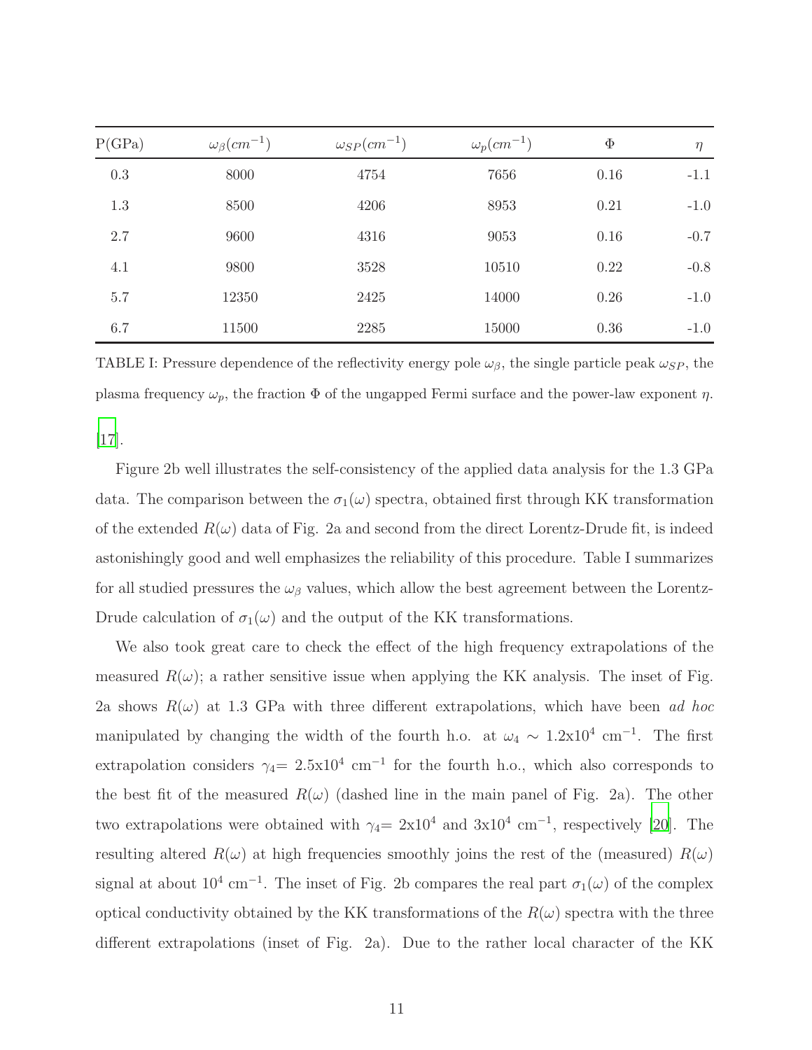| P(GPa) | $\omega_\beta(cm^{-1})$ | $\omega_{SP}(cm^{-1})$ | $\omega_p(cm^{-1})$ | $\Phi$ | $\eta$ |
|---|---|---|---|---|---|
| 0.3 | 8000 | 4754 | 7656 | 0.16 | -1.1 |
| 1.3 | 8500 | 4206 | 8953 | 0.21 | -1.0 |
| 2.7 | 9600 | 4316 | 9053 | 0.16 | -0.7 |
| 4.1 | 9800 | 3528 | 10510 | 0.22 | -0.8 |
| 5.7 | 12350 | 2425 | 14000 | 0.26 | -1.0 |
| 6.7 | 11500 | 2285 | 15000 | 0.36 | -1.0 |

TABLE I: Pressure dependence of the reflectivity energy pole $\omega_\beta$, the single particle peak $\omega_{SP}$, the plasma frequency $\omega_p$, the fraction $\Phi$ of the ungapped Fermi surface and the power-law exponent $\eta$.

[17].

Figure 2b well illustrates the self-consistency of the applied data analysis for the 1.3 GPa data. The comparison between the $\sigma_1(\omega)$ spectra, obtained first through KK transformation of the extended $R(\omega)$ data of Fig. 2a and second from the direct Lorentz-Drude fit, is indeed astonishingly good and well emphasizes the reliability of this procedure. Table I summarizes for all studied pressures the $\omega_\beta$ values, which allow the best agreement between the Lorentz-Drude calculation of $\sigma_1(\omega)$ and the output of the KK transformations.

We also took great care to check the effect of the high frequency extrapolations of the measured $R(\omega)$; a rather sensitive issue when applying the KK analysis. The inset of Fig. 2a shows $R(\omega)$ at 1.3 GPa with three different extrapolations, which have been *ad hoc* manipulated by changing the width of the fourth h.o. at $\omega_4 \sim 1.2\text{x}10^4$ cm$^{-1}$. The first extrapolation considers $\gamma_4 = 2.5\text{x}10^4$ cm$^{-1}$ for the fourth h.o., which also corresponds to the best fit of the measured $R(\omega)$ (dashed line in the main panel of Fig. 2a). The other two extrapolations were obtained with $\gamma_4 = 2\text{x}10^4$ and $3\text{x}10^4$ cm$^{-1}$, respectively [20]. The resulting altered $R(\omega)$ at high frequencies smoothly joins the rest of the (measured) $R(\omega)$ signal at about $10^4$ cm$^{-1}$. The inset of Fig. 2b compares the real part $\sigma_1(\omega)$ of the complex optical conductivity obtained by the KK transformations of the $R(\omega)$ spectra with the three different extrapolations (inset of Fig. 2a). Due to the rather local character of the KK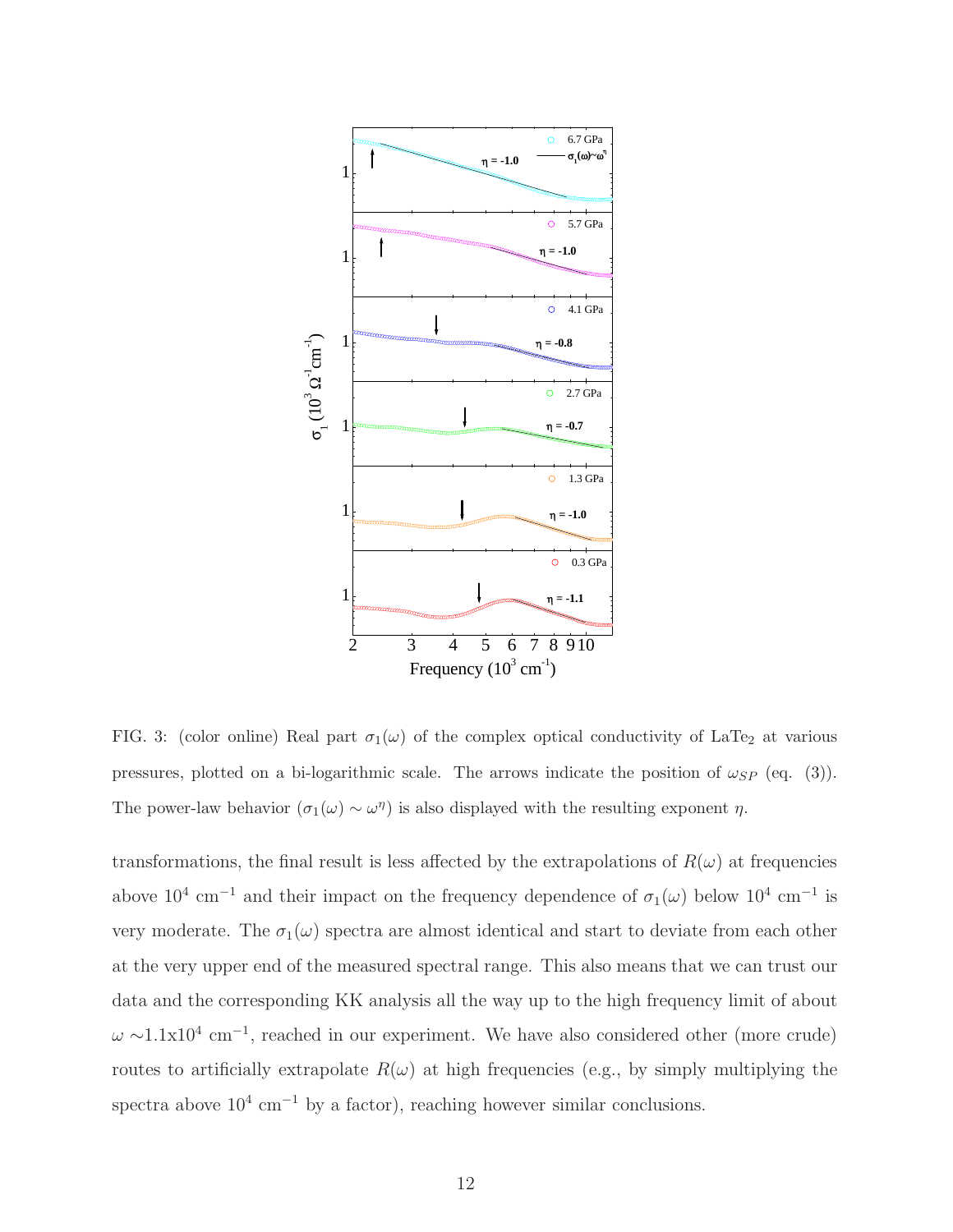FIG. 3: (color online) Real part $\sigma_1(\omega)$ of the complex optical conductivity of $LaTe_2$ at various pressures, plotted on a bi-logarithmic scale. The arrows indicate the position of $\omega_{SP}$ (eq. (3)). The power-law behavior ($\sigma_1(\omega) \sim \omega^{\eta}$) is also displayed with the resulting exponent $\eta$.

transformations, the final result is less affected by the extrapolations of $R(\omega)$ at frequencies above $10^4$ cm$^{-1}$ and their impact on the frequency dependence of $\sigma_1(\omega)$ below $10^4$ cm$^{-1}$ is very moderate. The $\sigma_1(\omega)$ spectra are almost identical and start to deviate from each other at the very upper end of the measured spectral range. This also means that we can trust our data and the corresponding KK analysis all the way up to the high frequency limit of about $\omega \sim 1.1\text{x}10^4$ cm$^{-1}$, reached in our experiment. We have also considered other (more crude) routes to artificially extrapolate $R(\omega)$ at high frequencies (e.g., by simply multiplying the spectra above $10^4$ cm$^{-1}$ by a factor), reaching however similar conclusions.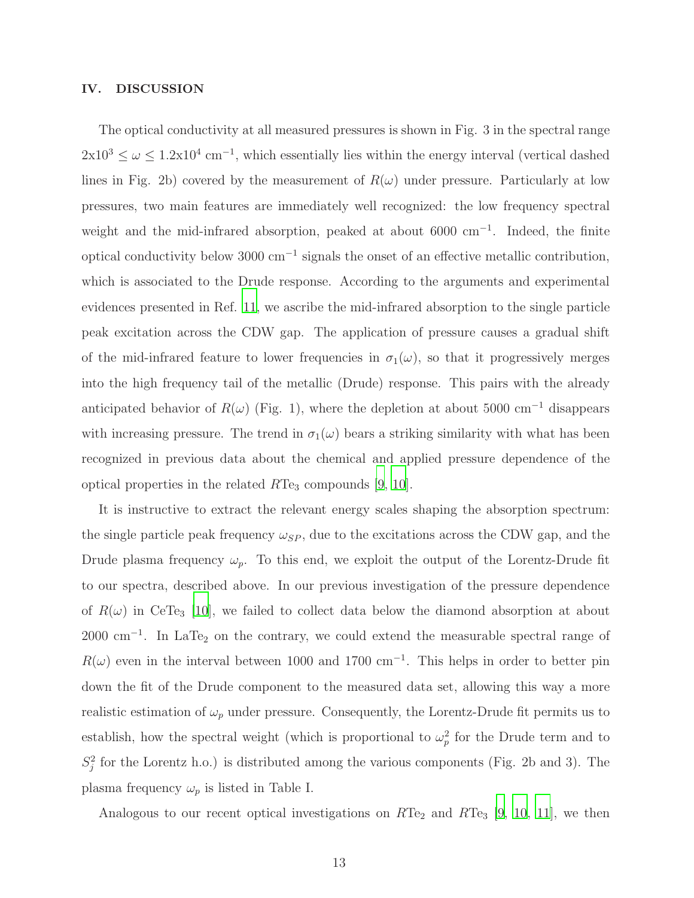## IV. DISCUSSION

The optical conductivity at all measured pressures is shown in Fig. 3 in the spectral range $2\text{x}10^3 \leq \omega \leq 1.2\text{x}10^4$ cm$^{-1}$, which essentially lies within the energy interval (vertical dashed lines in Fig. 2b) covered by the measurement of $R(\omega)$ under pressure. Particularly at low pressures, two main features are immediately well recognized: the low frequency spectral weight and the mid-infrared absorption, peaked at about 6000 cm$^{-1}$. Indeed, the finite optical conductivity below 3000 cm$^{-1}$ signals the onset of an effective metallic contribution, which is associated to the Drude response. According to the arguments and experimental evidences presented in Ref. [11], we ascribe the mid-infrared absorption to the single particle peak excitation across the CDW gap. The application of pressure causes a gradual shift of the mid-infrared feature to lower frequencies in $\sigma_1(\omega)$, so that it progressively merges into the high frequency tail of the metallic (Drude) response. This pairs with the already anticipated behavior of $R(\omega)$ (Fig. 1), where the depletion at about 5000 cm$^{-1}$ disappears with increasing pressure. The trend in $\sigma_1(\omega)$ bears a striking similarity with what has been recognized in previous data about the chemical and applied pressure dependence of the optical properties in the related $R\text{Te}_3$ compounds [9, 10].

It is instructive to extract the relevant energy scales shaping the absorption spectrum: the single particle peak frequency $\omega_{SP}$, due to the excitations across the CDW gap, and the Drude plasma frequency $\omega_p$. To this end, we exploit the output of the Lorentz-Drude fit to our spectra, described above. In our previous investigation of the pressure dependence of $R(\omega)$ in $\text{CeTe}_3$ [10], we failed to collect data below the diamond absorption at about 2000 cm$^{-1}$. In $\text{LaTe}_2$ on the contrary, we could extend the measurable spectral range of $R(\omega)$ even in the interval between 1000 and 1700 cm$^{-1}$. This helps in order to better pin down the fit of the Drude component to the measured data set, allowing this way a more realistic estimation of $\omega_p$ under pressure. Consequently, the Lorentz-Drude fit permits us to establish, how the spectral weight (which is proportional to $\omega_p^2$ for the Drude term and to $S_j^2$ for the Lorentz h.o.) is distributed among the various components (Fig. 2b and 3). The plasma frequency $\omega_p$ is listed in Table I.

Analogous to our recent optical investigations on $R\text{Te}_2$ and $R\text{Te}_3$ [9, 10, 11], we then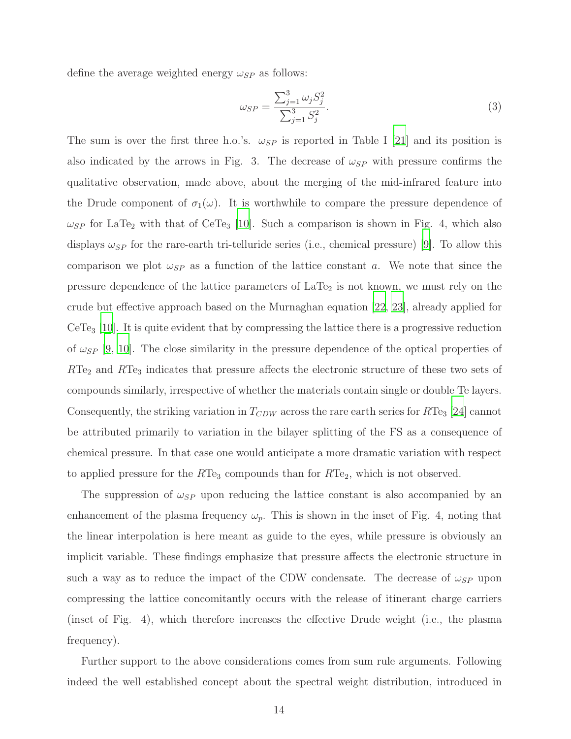define the average weighted energy $\omega_{SP}$ as follows:

$$\omega_{SP} = \frac{\sum_{j=1}^{3} \omega_j S_j^2}{\sum_{j=1}^{3} S_j^2}. \tag{3}$$

The sum is over the first three h.o.'s. $\omega_{SP}$ is reported in Table I [21] and its position is also indicated by the arrows in Fig. 3. The decrease of $\omega_{SP}$ with pressure confirms the qualitative observation, made above, about the merging of the mid-infrared feature into the Drude component of $\sigma_1(\omega)$. It is worthwhile to compare the pressure dependence of $\omega_{SP}$ for $LaTe_2$ with that of $CeTe_3$ [10]. Such a comparison is shown in Fig. 4, which also displays $\omega_{SP}$ for the rare-earth tri-telluride series (i.e., chemical pressure) [9]. To allow this comparison we plot $\omega_{SP}$ as a function of the lattice constant $a$. We note that since the pressure dependence of the lattice parameters of $LaTe_2$ is not known, we must rely on the crude but effective approach based on the Murnaghan equation [22, 23], already applied for $CeTe_3$ [10]. It is quite evident that by compressing the lattice there is a progressive reduction of $\omega_{SP}$ [9, 10]. The close similarity in the pressure dependence of the optical properties of $R$Te$_2$ and $R$Te$_3$ indicates that pressure affects the electronic structure of these two sets of compounds similarly, irrespective of whether the materials contain single or double Te layers. Consequently, the striking variation in $T_{CDW}$ across the rare earth series for $R$Te$_3$ [24] cannot be attributed primarily to variation in the bilayer splitting of the FS as a consequence of chemical pressure. In that case one would anticipate a more dramatic variation with respect to applied pressure for the $R$Te$_3$ compounds than for $R$Te$_2$, which is not observed.

The suppression of $\omega_{SP}$ upon reducing the lattice constant is also accompanied by an enhancement of the plasma frequency $\omega_p$. This is shown in the inset of Fig. 4, noting that the linear interpolation is here meant as guide to the eyes, while pressure is obviously an implicit variable. These findings emphasize that pressure affects the electronic structure in such a way as to reduce the impact of the CDW condensate. The decrease of $\omega_{SP}$ upon compressing the lattice concomitantly occurs with the release of itinerant charge carriers (inset of Fig. 4), which therefore increases the effective Drude weight (i.e., the plasma frequency).

Further support to the above considerations comes from sum rule arguments. Following indeed the well established concept about the spectral weight distribution, introduced in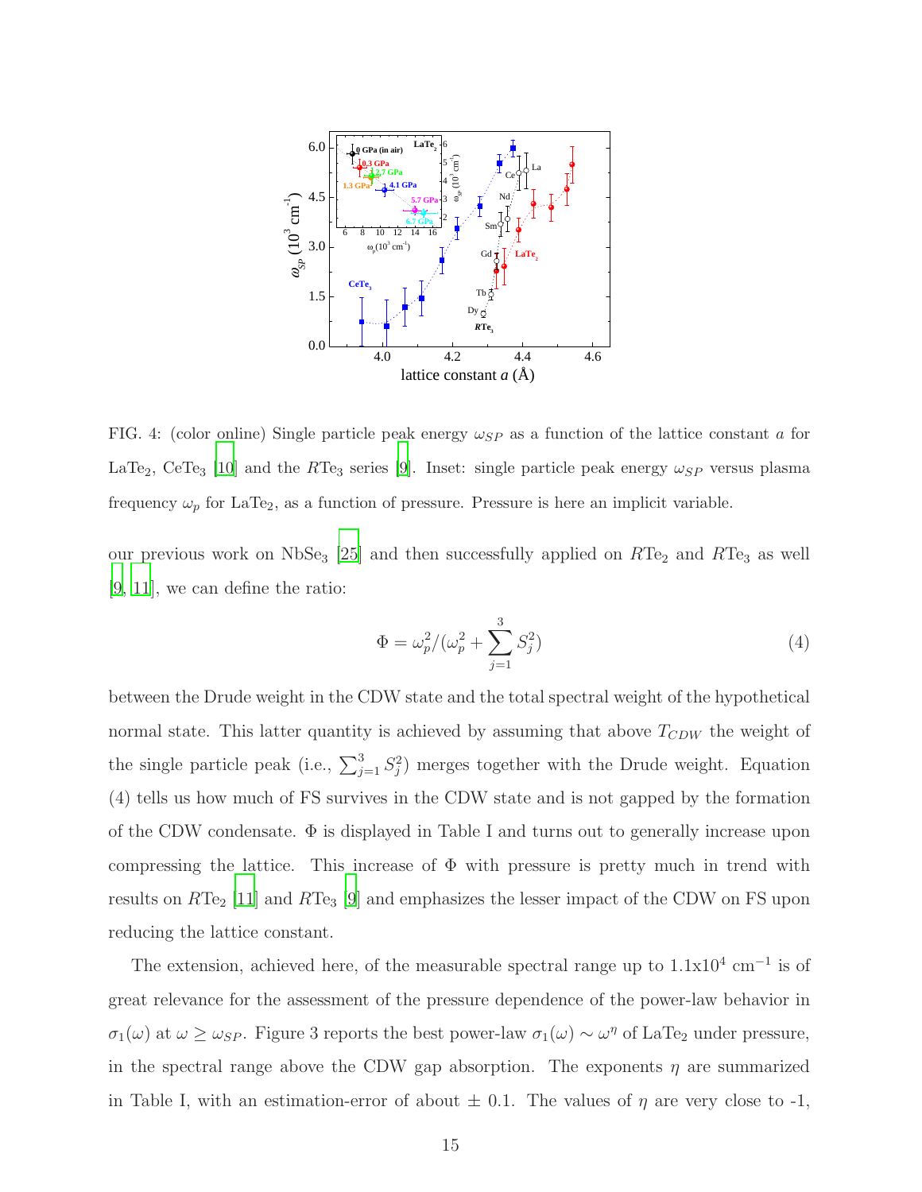FIG. 4: (color online) Single particle peak energy $\omega_{SP}$ as a function of the lattice constant $a$ for $LaTe_2$, $CeTe_3$ [10] and the $RTe_3$ series [9]. Inset: single particle peak energy $\omega_{SP}$ versus plasma frequency $\omega_p$ for $LaTe_2$, as a function of pressure. Pressure is here an implicit variable.

our previous work on $NbSe_3$ [25] and then successfully applied on $RTe_2$ and $RTe_3$ as well [9, 11], we can define the ratio:

$$\Phi = \omega_p^2/(\omega_p^2 + \sum_{j=1}^{3} S_j^2) \quad (4)$$

between the Drude weight in the CDW state and the total spectral weight of the hypothetical normal state. This latter quantity is achieved by assuming that above $T_{CDW}$ the weight of the single particle peak (i.e., $\sum_{j=1}^{3} S_j^2$) merges together with the Drude weight. Equation (4) tells us how much of FS survives in the CDW state and is not gapped by the formation of the CDW condensate. $\Phi$ is displayed in Table I and turns out to generally increase upon compressing the lattice. This increase of $\Phi$ with pressure is pretty much in trend with results on $RTe_2$ [11] and $RTe_3$ [9] and emphasizes the lesser impact of the CDW on FS upon reducing the lattice constant.

The extension, achieved here, of the measurable spectral range up to 1.1x10$^4$ cm$^{-1}$ is of great relevance for the assessment of the pressure dependence of the power-law behavior in $\sigma_1(\omega)$ at $\omega \geq \omega_{SP}$. Figure 3 reports the best power-law $\sigma_1(\omega) \sim \omega^\eta$ of $LaTe_2$ under pressure, in the spectral range above the CDW gap absorption. The exponents $\eta$ are summarized in Table I, with an estimation-error of about $\pm$ 0.1. The values of $\eta$ are very close to -1,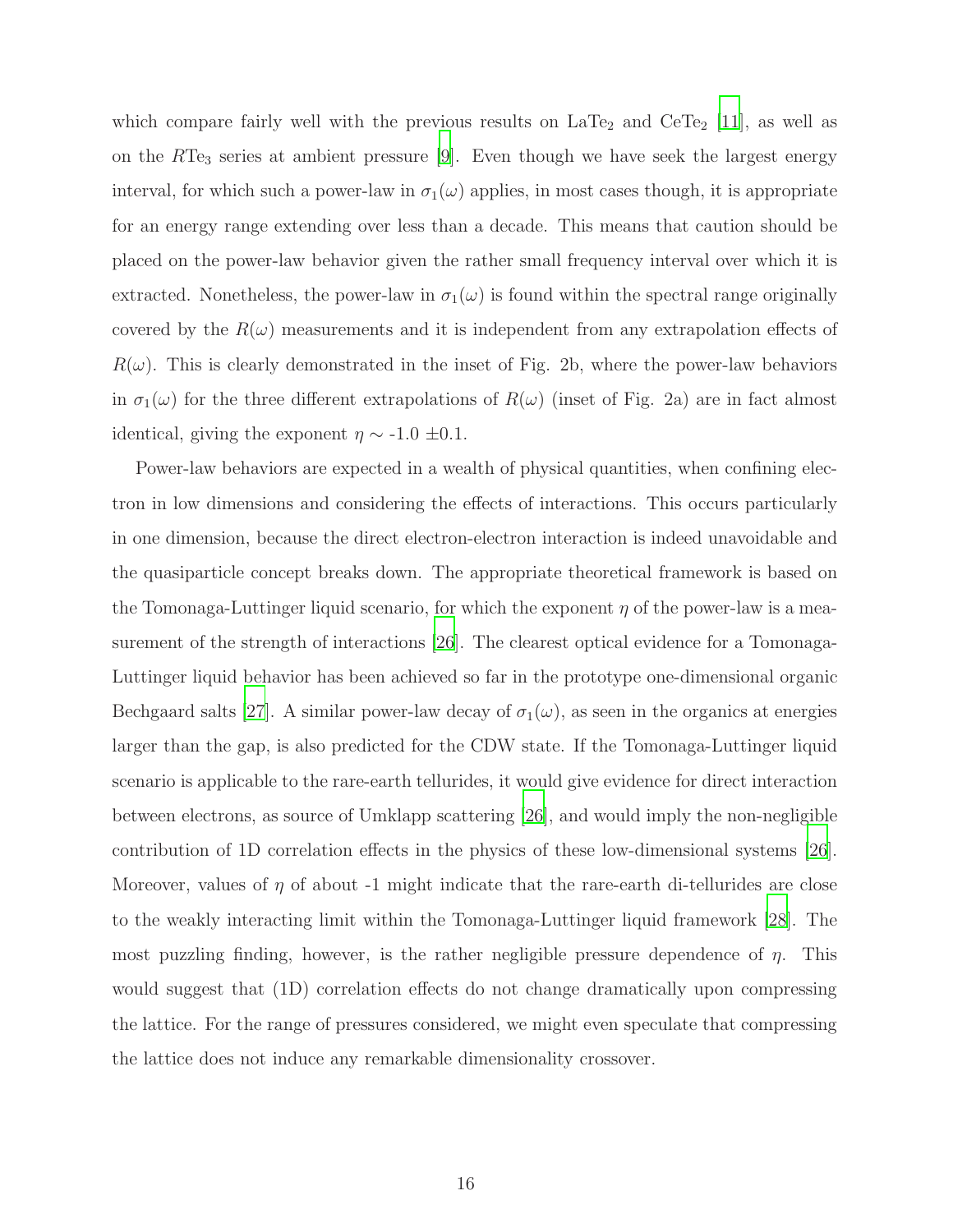which compare fairly well with the previous results on $LaTe_2$ and $CeTe_2$ [11], as well as on the $R$Te$_3$ series at ambient pressure [9]. Even though we have seek the largest energy interval, for which such a power-law in $\sigma_1(\omega)$ applies, in most cases though, it is appropriate for an energy range extending over less than a decade. This means that caution should be placed on the power-law behavior given the rather small frequency interval over which it is extracted. Nonetheless, the power-law in $\sigma_1(\omega)$ is found within the spectral range originally covered by the $R(\omega)$ measurements and it is independent from any extrapolation effects of $R(\omega)$. This is clearly demonstrated in the inset of Fig. 2b, where the power-law behaviors in $\sigma_1(\omega)$ for the three different extrapolations of $R(\omega)$ (inset of Fig. 2a) are in fact almost identical, giving the exponent $\eta \sim$ -1.0 $\pm$0.1.

Power-law behaviors are expected in a wealth of physical quantities, when confining electron in low dimensions and considering the effects of interactions. This occurs particularly in one dimension, because the direct electron-electron interaction is indeed unavoidable and the quasiparticle concept breaks down. The appropriate theoretical framework is based on the Tomonaga-Luttinger liquid scenario, for which the exponent $\eta$ of the power-law is a measurement of the strength of interactions [26]. The clearest optical evidence for a Tomonaga-Luttinger liquid behavior has been achieved so far in the prototype one-dimensional organic Bechgaard salts [27]. A similar power-law decay of $\sigma_1(\omega)$, as seen in the organics at energies larger than the gap, is also predicted for the CDW state. If the Tomonaga-Luttinger liquid scenario is applicable to the rare-earth tellurides, it would give evidence for direct interaction between electrons, as source of Umklapp scattering [26], and would imply the non-negligible contribution of 1D correlation effects in the physics of these low-dimensional systems [26]. Moreover, values of $\eta$ of about -1 might indicate that the rare-earth di-tellurides are close to the weakly interacting limit within the Tomonaga-Luttinger liquid framework [28]. The most puzzling finding, however, is the rather negligible pressure dependence of $\eta$. This would suggest that (1D) correlation effects do not change dramatically upon compressing the lattice. For the range of pressures considered, we might even speculate that compressing the lattice does not induce any remarkable dimensionality crossover.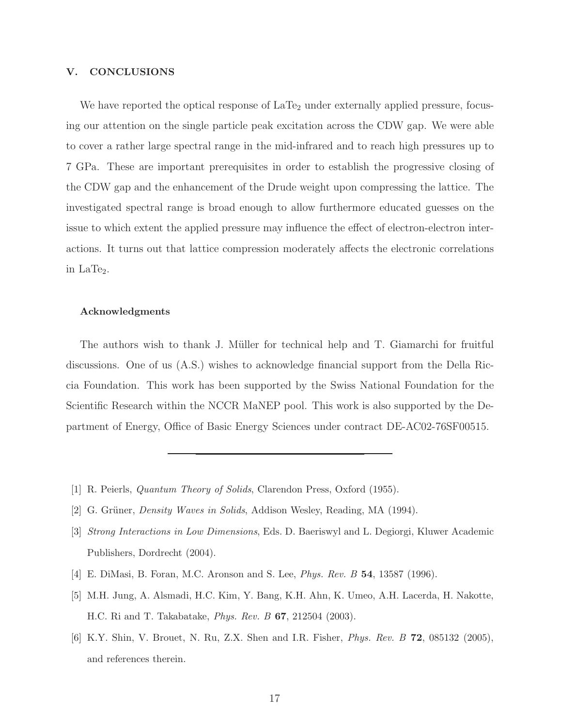## V. CONCLUSIONS

We have reported the optical response of $LaTe_2$ under externally applied pressure, focusing our attention on the single particle peak excitation across the CDW gap. We were able to cover a rather large spectral range in the mid-infrared and to reach high pressures up to 7 GPa. These are important prerequisites in order to establish the progressive closing of the CDW gap and the enhancement of the Drude weight upon compressing the lattice. The investigated spectral range is broad enough to allow furthermore educated guesses on the issue to which extent the applied pressure may influence the effect of electron-electron interactions. It turns out that lattice compression moderately affects the electronic correlations in $LaTe_2$.

### Acknowledgments

The authors wish to thank J. Müller for technical help and T. Giamarchi for fruitful discussions. One of us (A.S.) wishes to acknowledge financial support from the Della Riccia Foundation. This work has been supported by the Swiss National Foundation for the Scientific Research within the NCCR MaNEP pool. This work is also supported by the Department of Energy, Office of Basic Energy Sciences under contract DE-AC02-76SF00515.

---

[1] R. Peierls, *Quantum Theory of Solids*, Clarendon Press, Oxford (1955).

[2] G. Grüner, *Density Waves in Solids*, Addison Wesley, Reading, MA (1994).

[3] *Strong Interactions in Low Dimensions*, Eds. D. Baeriswyl and L. Degiorgi, Kluwer Academic Publishers, Dordrecht (2004).

[4] E. DiMasi, B. Foran, M.C. Aronson and S. Lee, *Phys. Rev. B* **54**, 13587 (1996).

[5] M.H. Jung, A. Alsmadi, H.C. Kim, Y. Bang, K.H. Ahn, K. Umeo, A.H. Lacerda, H. Nakotte, H.C. Ri and T. Takabatake, *Phys. Rev. B* **67**, 212504 (2003).

[6] K.Y. Shin, V. Brouet, N. Ru, Z.X. Shen and I.R. Fisher, *Phys. Rev. B* **72**, 085132 (2005), and references therein.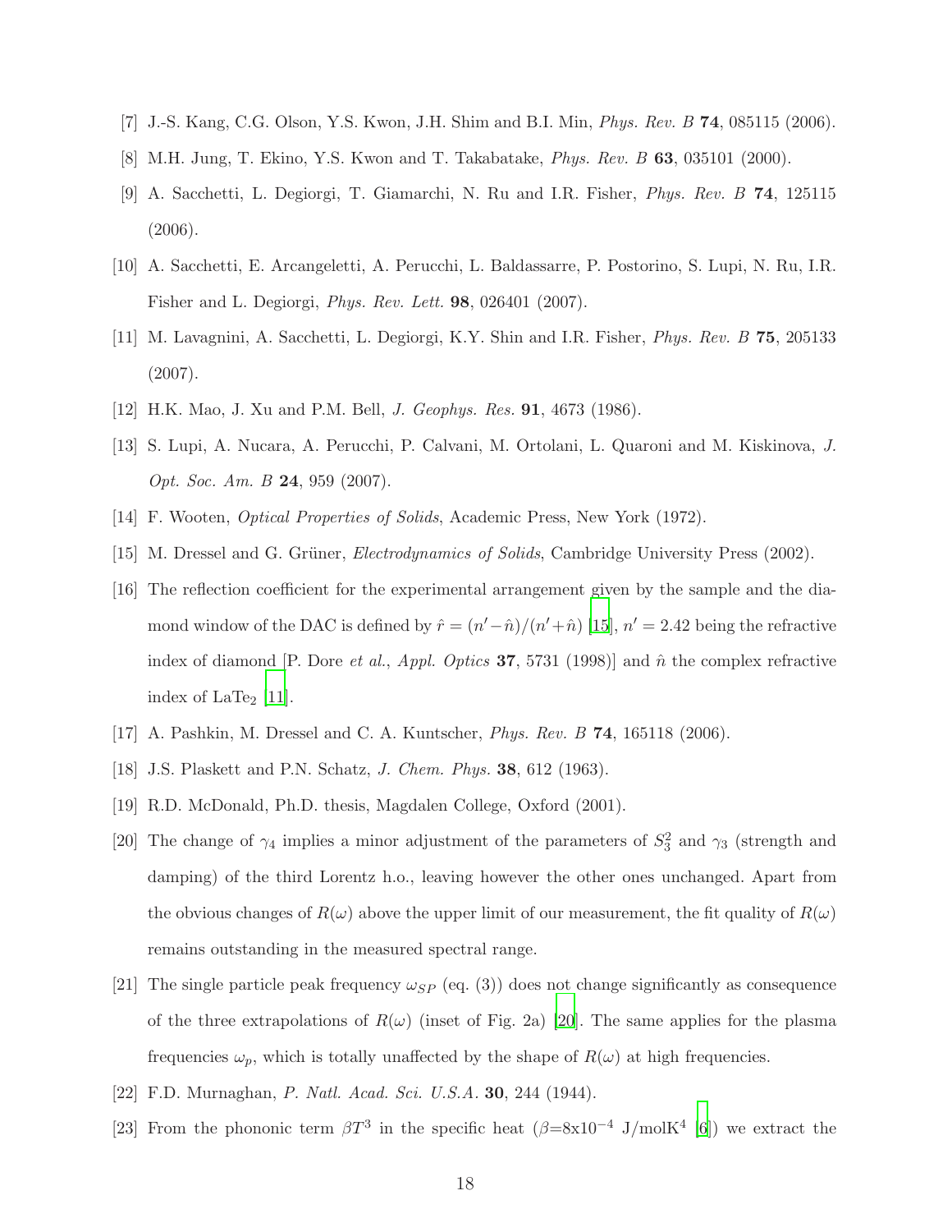[7] J.-S. Kang, C.G. Olson, Y.S. Kwon, J.H. Shim and B.I. Min, *Phys. Rev. B* **74**, 085115 (2006).

[8] M.H. Jung, T. Ekino, Y.S. Kwon and T. Takabatake, *Phys. Rev. B* **63**, 035101 (2000).

[9] A. Sacchetti, L. Degiorgi, T. Giamarchi, N. Ru and I.R. Fisher, *Phys. Rev. B* **74**, 125115 (2006).

[10] A. Sacchetti, E. Arcangeletti, A. Perucchi, L. Baldassarre, P. Postorino, S. Lupi, N. Ru, I.R. Fisher and L. Degiorgi, *Phys. Rev. Lett.* **98**, 026401 (2007).

[11] M. Lavagnini, A. Sacchetti, L. Degiorgi, K.Y. Shin and I.R. Fisher, *Phys. Rev. B* **75**, 205133 (2007).

[12] H.K. Mao, J. Xu and P.M. Bell, *J. Geophys. Res.* **91**, 4673 (1986).

[13] S. Lupi, A. Nucara, A. Perucchi, P. Calvani, M. Ortolani, L. Quaroni and M. Kiskinova, *J. Opt. Soc. Am. B* **24**, 959 (2007).

[14] F. Wooten, *Optical Properties of Solids*, Academic Press, New York (1972).

[15] M. Dressel and G. Grüner, *Electrodynamics of Solids*, Cambridge University Press (2002).

[16] The reflection coefficient for the experimental arrangement given by the sample and the diamond window of the DAC is defined by $\hat{r} = (n' - \hat{n})/(n' + \hat{n})$ [15], $n' = 2.42$ being the refractive index of diamond [P. Dore *et al.*, *Appl. Optics* **37**, 5731 (1998)] and $\hat{n}$ the complex refractive index of $LaTe_2$ [11].

[17] A. Pashkin, M. Dressel and C. A. Kuntscher, *Phys. Rev. B* **74**, 165118 (2006).

[18] J.S. Plaskett and P.N. Schatz, *J. Chem. Phys.* **38**, 612 (1963).

[19] R.D. McDonald, Ph.D. thesis, Magdalen College, Oxford (2001).

[20] The change of $\gamma_4$ implies a minor adjustment of the parameters of $S_3^2$ and $\gamma_3$ (strength and damping) of the third Lorentz h.o., leaving however the other ones unchanged. Apart from the obvious changes of $R(\omega)$ above the upper limit of our measurement, the fit quality of $R(\omega)$ remains outstanding in the measured spectral range.

[21] The single particle peak frequency $\omega_{SP}$ (eq. (3)) does not change significantly as consequence of the three extrapolations of $R(\omega)$ (inset of Fig. 2a) [20]. The same applies for the plasma frequencies $\omega_p$, which is totally unaffected by the shape of $R(\omega)$ at high frequencies.

[22] F.D. Murnaghan, *P. Natl. Acad. Sci. U.S.A.* **30**, 244 (1944).

[23] From the phononic term $\beta T^3$ in the specific heat ($\beta$=8x10$^{-4}$ J/molK$^4$ [6]) we extract the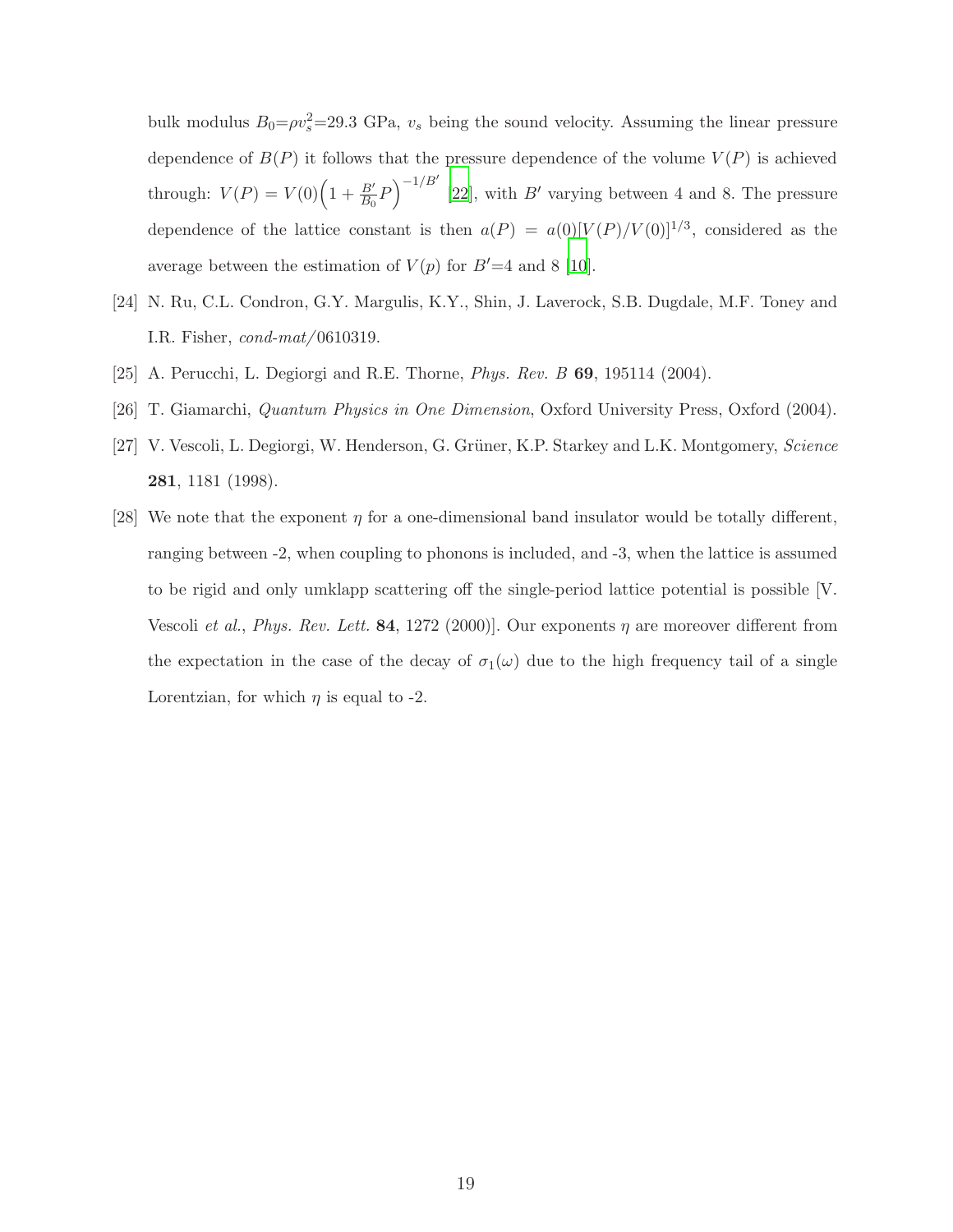bulk modulus $B_0=\rho v_s^2$=29.3 GPa, $v_s$ being the sound velocity. Assuming the linear pressure dependence of $B(P)$ it follows that the pressure dependence of the volume $V(P)$ is achieved through: $V(P) = V(0)\left(1 + \frac{B'}{B_0}P\right)^{-1/B'}$ [22], with $B'$ varying between 4 and 8. The pressure dependence of the lattice constant is then $a(P) = a(0)[V(P)/V(0)]^{1/3}$, considered as the average between the estimation of $V(p)$ for $B'$=4 and 8 [10].

[24] N. Ru, C.L. Condron, G.Y. Margulis, K.Y., Shin, J. Laverock, S.B. Dugdale, M.F. Toney and I.R. Fisher, *cond-mat/*0610319.

[25] A. Perucchi, L. Degiorgi and R.E. Thorne, *Phys. Rev. B* **69**, 195114 (2004).

[26] T. Giamarchi, *Quantum Physics in One Dimension*, Oxford University Press, Oxford (2004).

[27] V. Vescoli, L. Degiorgi, W. Henderson, G. Grüner, K.P. Starkey and L.K. Montgomery, *Science* **281**, 1181 (1998).

[28] We note that the exponent $\eta$ for a one-dimensional band insulator would be totally different, ranging between -2, when coupling to phonons is included, and -3, when the lattice is assumed to be rigid and only umklapp scattering off the single-period lattice potential is possible [V. Vescoli *et al.*, *Phys. Rev. Lett.* **84**, 1272 (2000)]. Our exponents $\eta$ are moreover different from the expectation in the case of the decay of $\sigma_1(\omega)$ due to the high frequency tail of a single Lorentzian, for which $\eta$ is equal to -2.